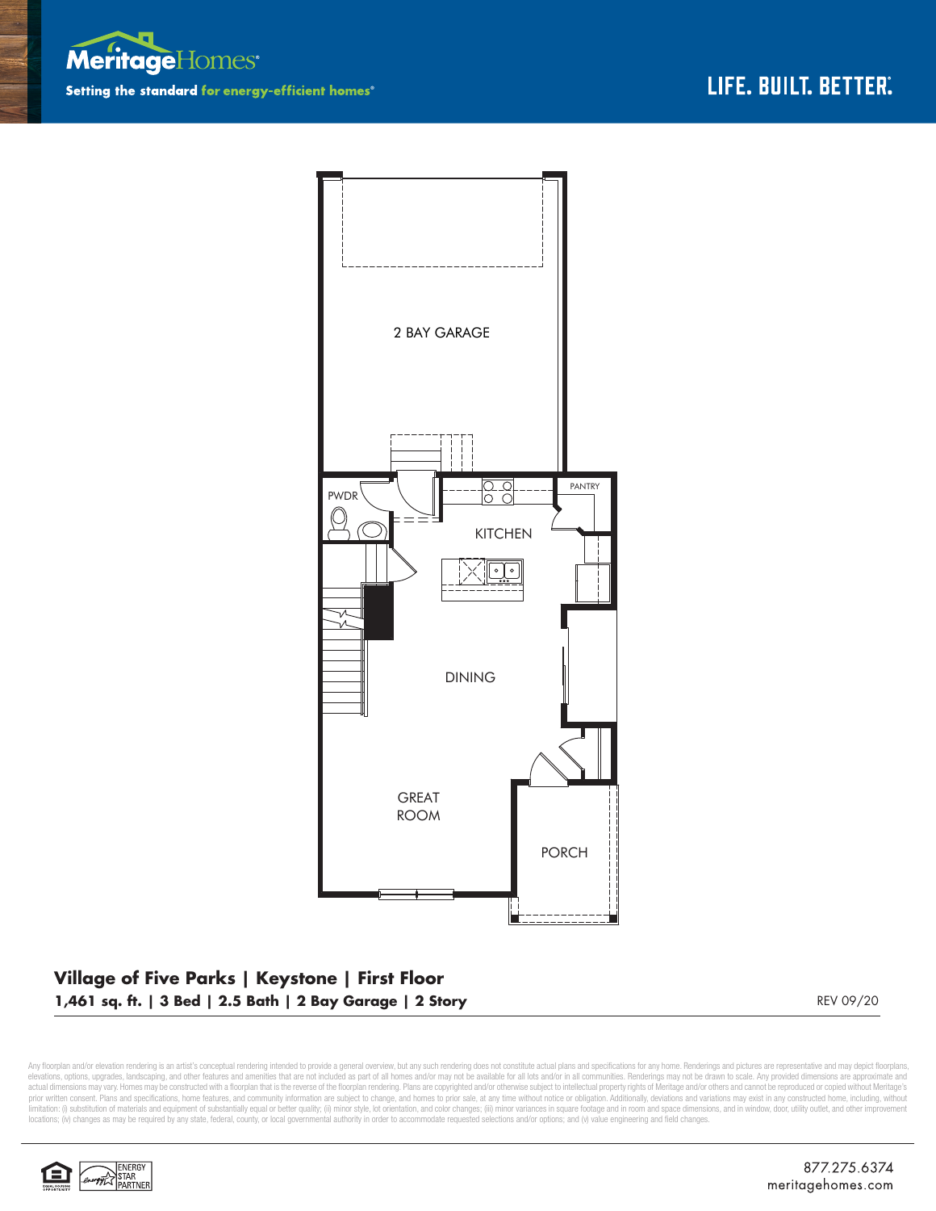Meritage Homes

**Setting the standard for energy-efficient homes®**

LIFE. BUILT. BETTER.

2 BAY GARAGE

PWDR

PANTRY

KITCHEN

DINING

GREAT ROOM

PORCH

## Village of Five Parks | Keystone | First Floor

**1,461 sq. ft. | 3 Bed | 2.5 Bath | 2 Bay Garage | 2 Story**

REV 09/20

Any floorplan and/or elevation rendering is an artist's conceptual rendering intended to provide a general overview, but any such rendering does not constitute actual plans and specifications for any home. Renderings and pictures are representative and may depict floorplans, elevations, options, upgrades, landscaping, and other features and amenities that are not included as part of all homes and/or may not be available for all lots and/or in all communities. Renderings may not be drawn to scale. Any provided dimensions are approximate and actual dimensions may vary. Homes may be constructed with a floorplan that is the reverse of the floorplan rendering. Plans are copyrighted and/or otherwise subject to intellectual property rights of Meritage and/or others and cannot be reproduced or copied without Meritage's prior written consent. Plans and specifications, home features, and community information are subject to change, and homes to prior sale, at any time without notice or obligation. Additionally, deviations and variations may exist in any constructed home, including, without limitation: (i) substitution of materials and equipment of substantially equal or better quality; (ii) minor style, lot orientation, and color changes; (iii) minor variances in square footage and in room and space dimensions, and in window, door, utility outlet, and other improvement locations; (iv) changes as may be required by any state, federal, county, or local governmental authority in order to accommodate requested selections and/or options; and (v) value engineering and field changes.

ENERGY STAR PARTNER

877.275.6374
meritagehomes.com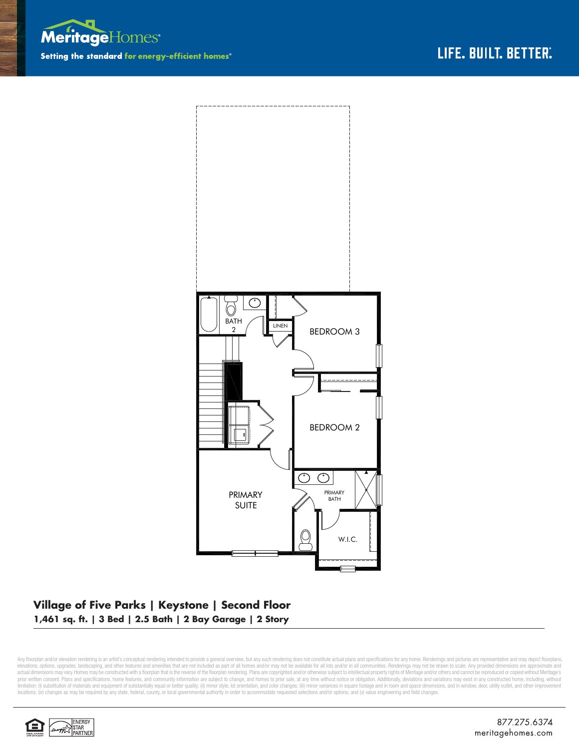Meritage Homes

Setting the standard for energy-efficient homes®

LIFE. BUILT. BETTER.®

BATH 2

LINEN

BEDROOM 3

BEDROOM 2

PRIMARY SUITE

PRIMARY BATH

W.I.C.

## Village of Five Parks | Keystone | Second Floor

**1,461 sq. ft. | 3 Bed | 2.5 Bath | 2 Bay Garage | 2 Story**

Any floorplan and/or elevation rendering is an artist's conceptual rendering intended to provide a general overview, but any such rendering does not constitute actual plans and specifications for any home. Renderings and pictures are representative and may depict floorplans, elevations, options, upgrades, landscaping, and other features and amenities that are not included as part of all homes and/or may not be available for all lots and/or in all communities. Renderings may not be drawn to scale. Any provided dimensions are approximate and actual dimensions may vary. Homes may be constructed with a floorplan that is the reverse of the floorplan rendering. Plans are copyrighted and/or otherwise subject to intellectual property rights of Meritage and/or others and cannot be reproduced or copied without Meritage's prior written consent. Plans and specifications, home features, and community information are subject to change, and homes to prior sale, at any time without notice or obligation. Additionally, deviations and variations may exist in any constructed home, including, without limitation: (i) substitution of materials and equipment of substantially equal or better quality; (ii) minor style, lot orientation, and color changes; (iii) minor variances in square footage and in room and space dimensions, and in window, door, utility outlet, and other improvement locations; (iv) changes as may be required by any state, federal, county, or local governmental authority in order to accommodate requested selections and/or options; and (v) value engineering and field changes.

ENERGY STAR PARTNER

877.275.6374
meritagehomes.com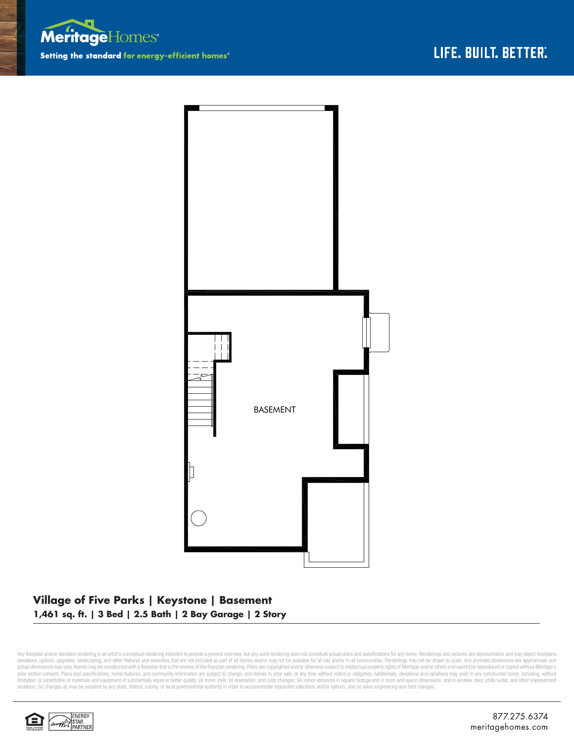Setting the standard for energy-efficient homes®

LIFE. BUILT. BETTER.

BASEMENT

**Village of Five Parks | Keystone | Basement**

**1,461 sq. ft. | 3 Bed | 2.5 Bath | 2 Bay Garage | 2 Story**

Any floorplan and/or elevation rendering is an artist's conceptual rendering intended to provide a general overview, but any such rendering does not constitute actual plans and specifications for any home. Renderings and pictures are representative and may depict floorplans, elevations, options, upgrades, landscaping, and other features and amenities that are not included as part of all homes and/or may not be available for all lots and/or in all communities. Renderings may not be drawn to scale. Any provided dimensions are approximate and actual dimensions may vary. Homes may be constructed with a floorplan that is the reverse of the floorplan rendering. Plans are copyrighted and/or otherwise subject to intellectual property rights of Meritage and/or others and cannot be reproduced or copied without Meritage's prior written consent. Plans and specifications, home features, and community information are subject to change, and homes to prior sale, at any time without notice or obligation. Additionally, deviations and variations may exist in any constructed home, including, without limitation: (i) substitution of materials and equipment of substantially equal or better quality; (ii) minor style, lot orientation, and color changes; (iii) minor variances in square footage and in room and space dimensions, and in window, door, utility outlet, and other improvement locations; (iv) changes as may be required by any state, federal, county, or local governmental authority in order to accommodate requested selections and/or options; and (v) value engineering and field changes.

877.275.6374
meritagehomes.com